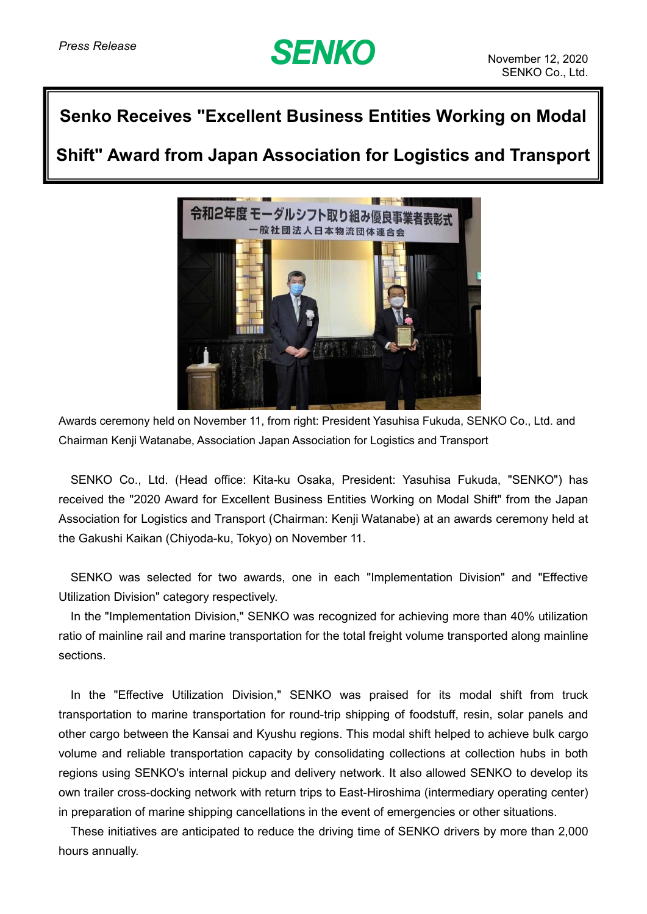*Press Release*

**SENKO**

November 12, 2020
SENKO Co., Ltd.

# Senko Receives "Excellent Business Entities Working on Modal Shift" Award from Japan Association for Logistics and Transport

Awards ceremony held on November 11, from right: President Yasuhisa Fukuda, SENKO Co., Ltd. and Chairman Kenji Watanabe, Association Japan Association for Logistics and Transport

SENKO Co., Ltd. (Head office: Kita-ku Osaka, President: Yasuhisa Fukuda, "SENKO") has received the "2020 Award for Excellent Business Entities Working on Modal Shift" from the Japan Association for Logistics and Transport (Chairman: Kenji Watanabe) at an awards ceremony held at the Gakushi Kaikan (Chiyoda-ku, Tokyo) on November 11.

SENKO was selected for two awards, one in each "Implementation Division" and "Effective Utilization Division" category respectively.

In the "Implementation Division," SENKO was recognized for achieving more than 40% utilization ratio of mainline rail and marine transportation for the total freight volume transported along mainline sections.

In the "Effective Utilization Division," SENKO was praised for its modal shift from truck transportation to marine transportation for round-trip shipping of foodstuff, resin, solar panels and other cargo between the Kansai and Kyushu regions. This modal shift helped to achieve bulk cargo volume and reliable transportation capacity by consolidating collections at collection hubs in both regions using SENKO's internal pickup and delivery network. It also allowed SENKO to develop its own trailer cross-docking network with return trips to East-Hiroshima (intermediary operating center) in preparation of marine shipping cancellations in the event of emergencies or other situations.

These initiatives are anticipated to reduce the driving time of SENKO drivers by more than 2,000 hours annually.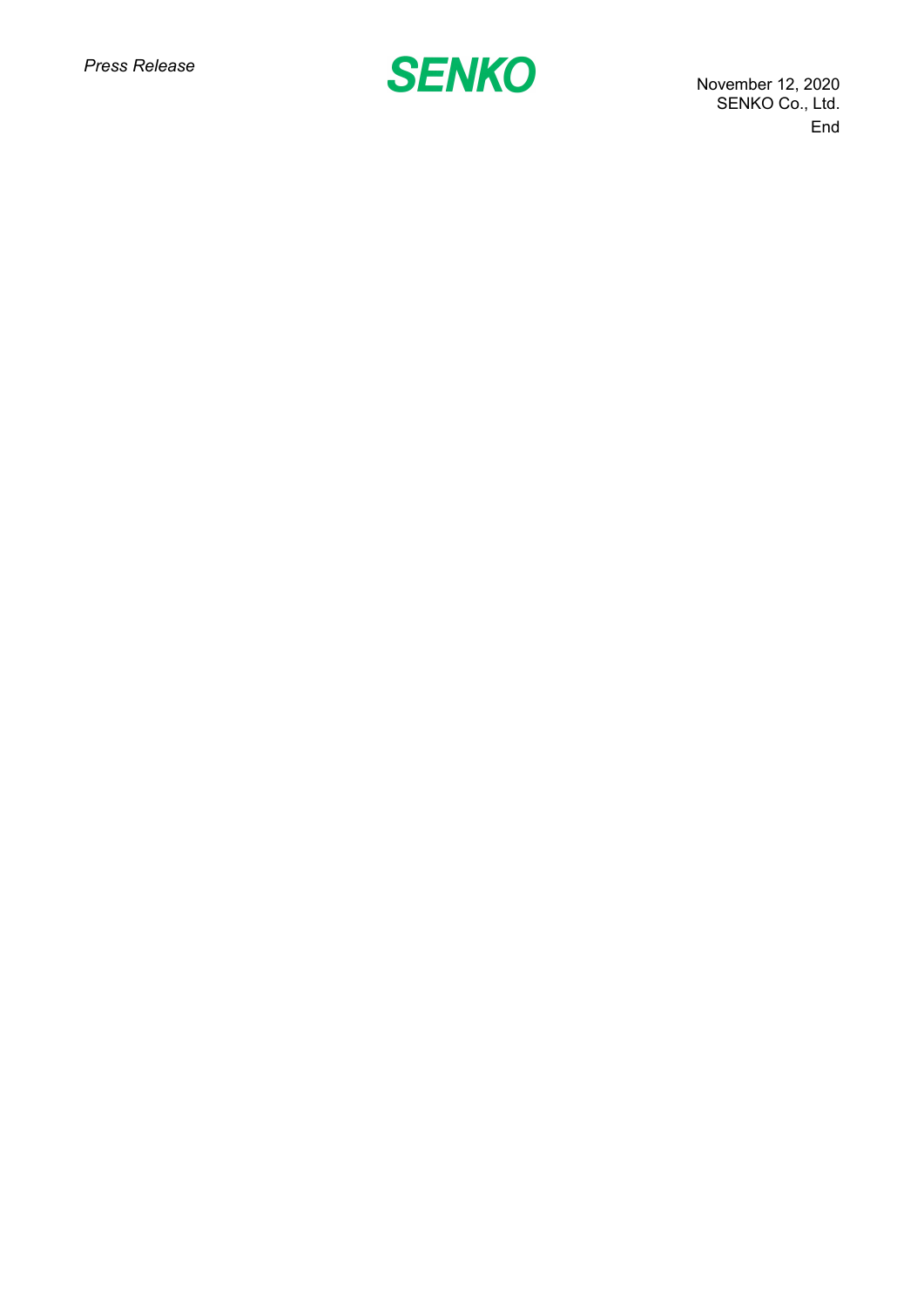End